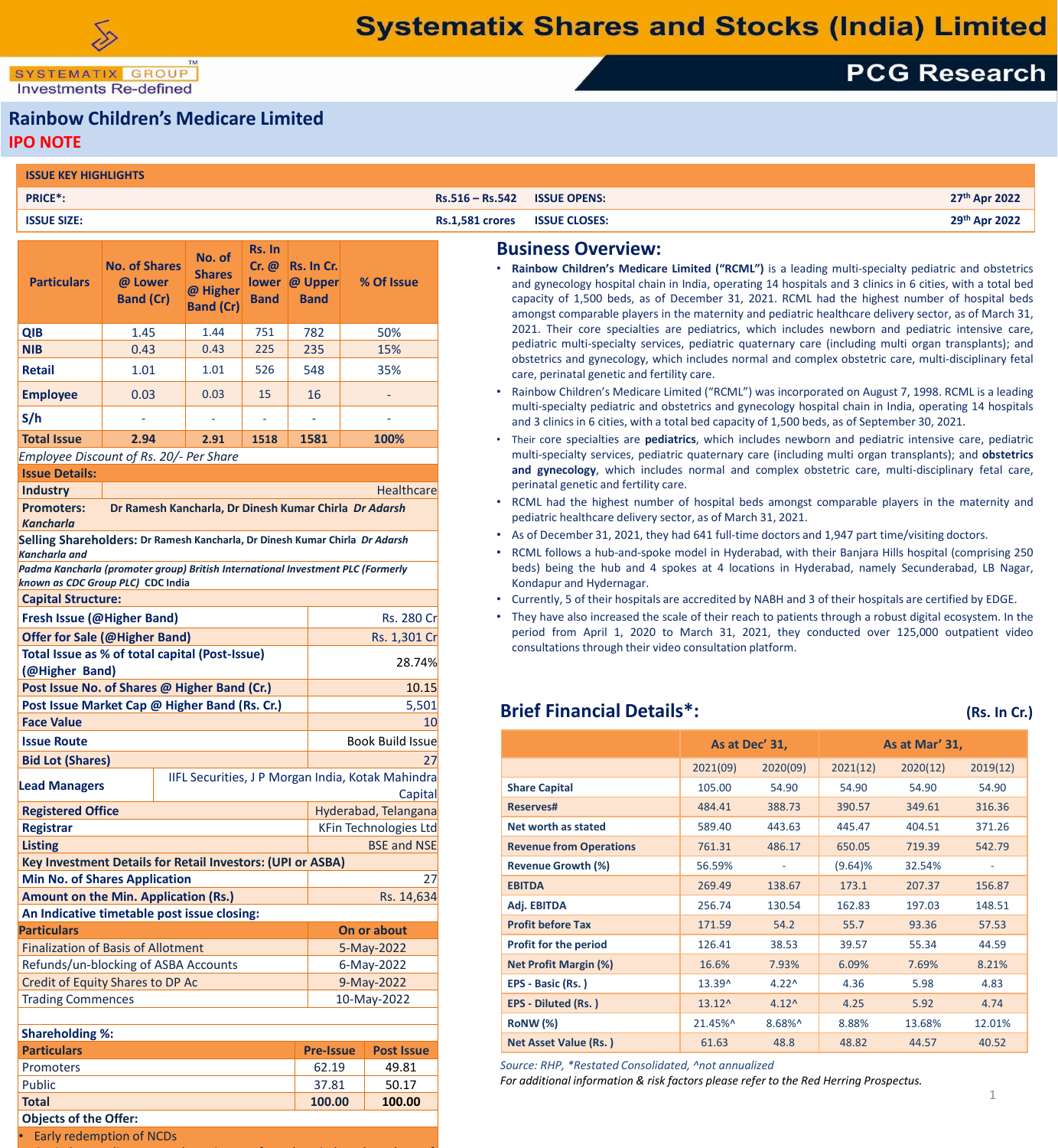# Rainbow Children's Medicare Limited

## IPO NOTE

| ISSUE KEY HIGHLIGHTS | | | |
|---|---|---|---|
| PRICE*: | Rs.516 – Rs.542 | ISSUE OPENS: | 27th Apr 2022 |
| ISSUE SIZE: | Rs.1,581 crores | ISSUE CLOSES: | 29th Apr 2022 |

| Particulars | No. of Shares @ Lower Band (Cr) | No. of Shares @ Higher Band (Cr) | Rs. In Cr. @ lower Band | Rs. In Cr. @ Upper Band | % Of Issue |
|---|---|---|---|---|---|
| QIB | 1.45 | 1.44 | 751 | 782 | 50% |
| NIB | 0.43 | 0.43 | 225 | 235 | 15% |
| Retail | 1.01 | 1.01 | 526 | 548 | 35% |
| Employee | 0.03 | 0.03 | 15 | 16 | - |
| S/h | - | - | - | - | - |
| **Total Issue** | **2.94** | **2.91** | **1518** | **1581** | **100%** |

*Employee Discount of Rs. 20/- Per Share*

**Issue Details:**

| | |
|---|---|
| Industry | Healthcare |
| Promoters: | Dr Ramesh Kancharla, Dr Dinesh Kumar Chirla *Dr Adarsh Kancharla* |
| Selling Shareholders: | Dr Ramesh Kancharla, Dr Dinesh Kumar Chirla *Dr Adarsh Kancharla and Padma Kancharla (promoter group) British International Investment PLC (Formerly known as CDC Group PLC)* CDC India |

**Capital Structure:**

| | |
|---|---|
| Fresh Issue (@Higher Band) | Rs. 280 Cr |
| Offer for Sale (@Higher Band) | Rs. 1,301 Cr |
| Total Issue as % of total capital (Post-Issue) (@Higher Band) | 28.74% |
| Post Issue No. of Shares @ Higher Band (Cr.) | 10.15 |
| Post Issue Market Cap @ Higher Band (Rs. Cr.) | 5,501 |
| Face Value | 10 |
| Issue Route | Book Build Issue |
| Bid Lot (Shares) | 27 |
| Lead Managers | IIFL Securities, J P Morgan India, Kotak Mahindra Capital |
| Registered Office | Hyderabad, Telangana |
| Registrar | KFin Technologies Ltd |
| Listing | BSE and NSE |

**Key Investment Details for Retail Investors: (UPI or ASBA)**

| | |
|---|---|
| Min No. of Shares Application | 27 |
| Amount on the Min. Application (Rs.) | Rs. 14,634 |

**An Indicative timetable post issue closing:**

| Particulars | On or about |
|---|---|
| Finalization of Basis of Allotment | 5-May-2022 |
| Refunds/un-blocking of ASBA Accounts | 6-May-2022 |
| Credit of Equity Shares to DP Ac | 9-May-2022 |
| Trading Commences | 10-May-2022 |

**Shareholding %:**

| Particulars | Pre-Issue | Post Issue |
|---|---|---|
| Promoters | 62.19 | 49.81 |
| Public | 37.81 | 50.17 |
| **Total** | **100.00** | **100.00** |

**Objects of the Offer:**

- Early redemption of NCDs

## Business Overview:

- **Rainbow Children's Medicare Limited ("RCML")** is a leading multi-specialty pediatric and obstetrics and gynecology hospital chain in India, operating 14 hospitals and 3 clinics in 6 cities, with a total bed capacity of 1,500 beds, as of December 31, 2021. RCML had the highest number of hospital beds amongst comparable players in the maternity and pediatric healthcare delivery sector, as of March 31, 2021. Their core specialties are pediatrics, which includes newborn and pediatric intensive care, pediatric multi-specialty services, pediatric quaternary care (including multi organ transplants); and obstetrics and gynecology, which includes normal and complex obstetric care, multi-disciplinary fetal care, perinatal genetic and fertility care.
- Rainbow Children's Medicare Limited ("RCML") was incorporated on August 7, 1998. RCML is a leading multi-specialty pediatric and obstetrics and gynecology hospital chain in India, operating 14 hospitals and 3 clinics in 6 cities, with a total bed capacity of 1,500 beds, as of September 30, 2021.
- Their core specialties are **pediatrics**, which includes newborn and pediatric intensive care, pediatric multi-specialty services, pediatric quaternary care (including multi organ transplants); and **obstetrics and gynecology**, which includes normal and complex obstetric care, multi-disciplinary fetal care, perinatal genetic and fertility care.
- RCML had the highest number of hospital beds amongst comparable players in the maternity and pediatric healthcare delivery sector, as of March 31, 2021.
- As of December 31, 2021, they had 641 full-time doctors and 1,947 part time/visiting doctors.
- RCML follows a hub-and-spoke model in Hyderabad, with their Banjara Hills hospital (comprising 250 beds) being the hub and 4 spokes at 4 locations in Hyderabad, namely Secunderabad, LB Nagar, Kondapur and Hydernagar.
- Currently, 5 of their hospitals are accredited by NABH and 3 of their hospitals are certified by EDGE.
- They have also increased the scale of their reach to patients through a robust digital ecosystem. In the period from April 1, 2020 to March 31, 2021, they conducted over 125,000 outpatient video consultations through their video consultation platform.

## Brief Financial Details*:

(Rs. In Cr.)

| | As at Dec' 31, | | As at Mar' 31, | | |
|---|---|---|---|---|---|
| | 2021(09) | 2020(09) | 2021(12) | 2020(12) | 2019(12) |
| Share Capital | 105.00 | 54.90 | 54.90 | 54.90 | 54.90 |
| Reserves# | 484.41 | 388.73 | 390.57 | 349.61 | 316.36 |
| Net worth as stated | 589.40 | 443.63 | 445.47 | 404.51 | 371.26 |
| Revenue from Operations | 761.31 | 486.17 | 650.05 | 719.39 | 542.79 |
| Revenue Growth (%) | 56.59% | - | (9.64)% | 32.54% | - |
| EBITDA | 269.49 | 138.67 | 173.1 | 207.37 | 156.87 |
| Adj. EBITDA | 256.74 | 130.54 | 162.83 | 197.03 | 148.51 |
| Profit before Tax | 171.59 | 54.2 | 55.7 | 93.36 | 57.53 |
| Profit for the period | 126.41 | 38.53 | 39.57 | 55.34 | 44.59 |
| Net Profit Margin (%) | 16.6% | 7.93% | 6.09% | 7.69% | 8.21% |
| EPS - Basic (Rs. ) | 13.39^ | 4.22^ | 4.36 | 5.98 | 4.83 |
| EPS - Diluted (Rs. ) | 13.12^ | 4.12^ | 4.25 | 5.92 | 4.74 |
| RoNW (%) | 21.45%^ | 8.68%^ | 8.88% | 13.68% | 12.01% |
| Net Asset Value (Rs. ) | 61.63 | 48.8 | 48.82 | 44.57 | 40.52 |

*Source: RHP, *Restated Consolidated, ^not annualized*

*For additional information & risk factors please refer to the Red Herring Prospectus.*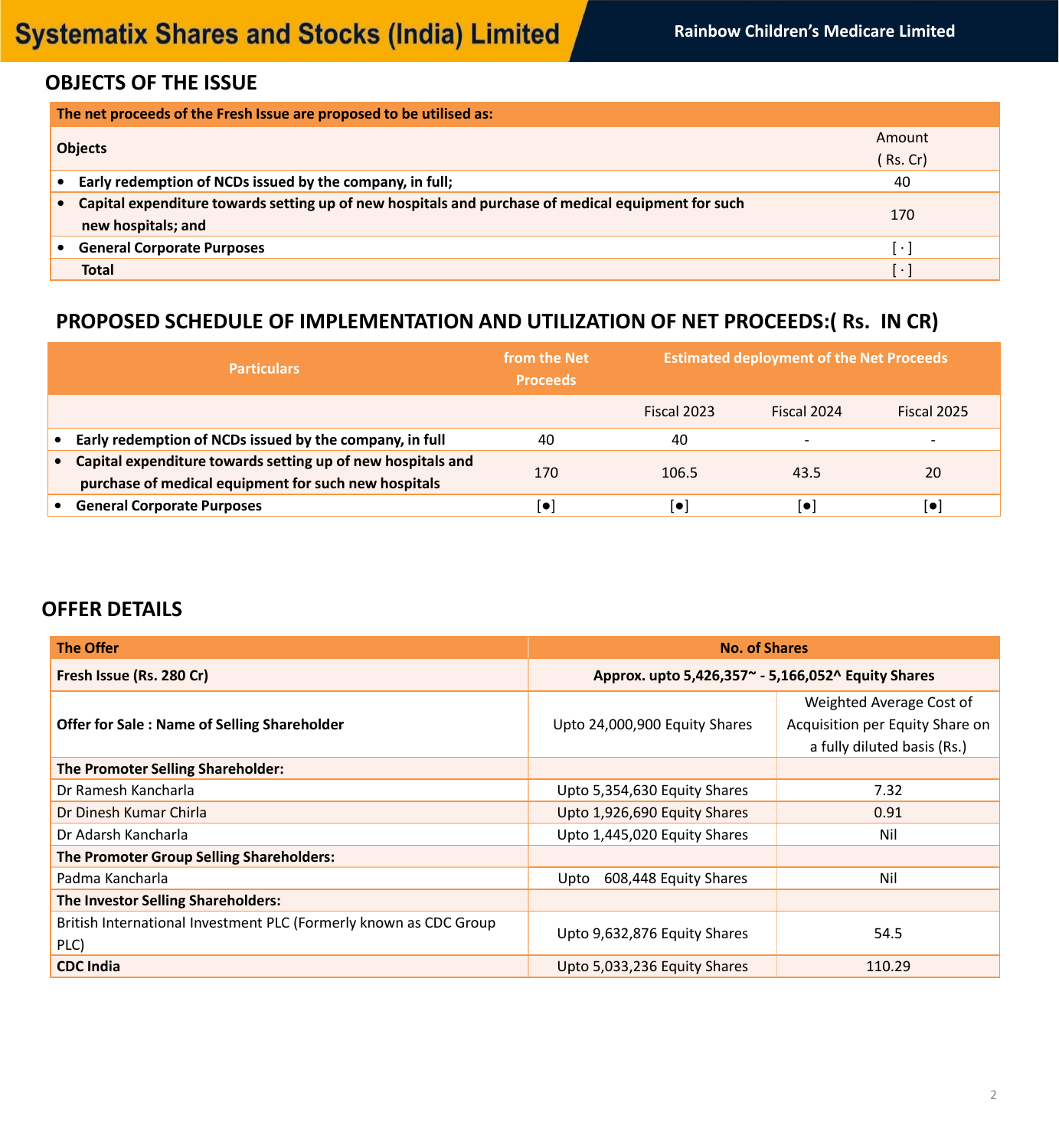## OBJECTS OF THE ISSUE

| The net proceeds of the Fresh Issue are proposed to be utilised as: | |
|---|---|
| **Objects** | Amount ( Rs. Cr) |
| • **Early redemption of NCDs issued by the company, in full;** | 40 |
| • **Capital expenditure towards setting up of new hospitals and purchase of medical equipment for such new hospitals; and** | 170 |
| • **General Corporate Purposes** | [ · ] |
| **Total** | [ · ] |

## PROPOSED SCHEDULE OF IMPLEMENTATION AND UTILIZATION OF NET PROCEEDS:( Rs. IN CR)

| Particulars | from the Net Proceeds | Estimated deployment of the Net Proceeds | | |
|---|---|---|---|---|
| | | Fiscal 2023 | Fiscal 2024 | Fiscal 2025 |
| • **Early redemption of NCDs issued by the company, in full** | 40 | 40 | - | - |
| • **Capital expenditure towards setting up of new hospitals and purchase of medical equipment for such new hospitals** | 170 | 106.5 | 43.5 | 20 |
| • **General Corporate Purposes** | [●] | [●] | [●] | [●] |

## OFFER DETAILS

| The Offer | No. of Shares | |
|---|---|---|
| **Fresh Issue (Rs. 280 Cr)** | **Approx. upto 5,426,357~ - 5,166,052^ Equity Shares** | |
| **Offer for Sale : Name of Selling Shareholder** | Upto 24,000,900 Equity Shares | Weighted Average Cost of Acquisition per Equity Share on a fully diluted basis (Rs.) |
| **The Promoter Selling Shareholder:** | | |
| Dr Ramesh Kancharla | Upto 5,354,630 Equity Shares | 7.32 |
| Dr Dinesh Kumar Chirla | Upto 1,926,690 Equity Shares | 0.91 |
| Dr Adarsh Kancharla | Upto 1,445,020 Equity Shares | Nil |
| **The Promoter Group Selling Shareholders:** | | |
| Padma Kancharla | Upto 608,448 Equity Shares | Nil |
| **The Investor Selling Shareholders:** | | |
| British International Investment PLC (Formerly known as CDC Group PLC) | Upto 9,632,876 Equity Shares | 54.5 |
| **CDC India** | Upto 5,033,236 Equity Shares | 110.29 |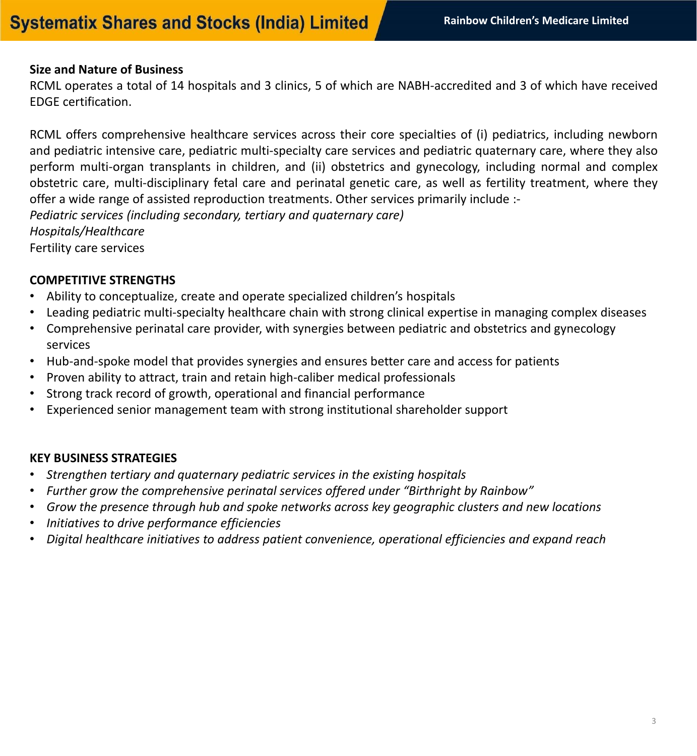### Size and Nature of Business

RCML operates a total of 14 hospitals and 3 clinics, 5 of which are NABH-accredited and 3 of which have received EDGE certification.

RCML offers comprehensive healthcare services across their core specialties of (i) pediatrics, including newborn and pediatric intensive care, pediatric multi-specialty care services and pediatric quaternary care, where they also perform multi-organ transplants in children, and (ii) obstetrics and gynecology, including normal and complex obstetric care, multi-disciplinary fetal care and perinatal genetic care, as well as fertility treatment, where they offer a wide range of assisted reproduction treatments. Other services primarily include :-

*Pediatric services (including secondary, tertiary and quaternary care)*

*Hospitals/Healthcare*

Fertility care services

### COMPETITIVE STRENGTHS

- Ability to conceptualize, create and operate specialized children's hospitals
- Leading pediatric multi-specialty healthcare chain with strong clinical expertise in managing complex diseases
- Comprehensive perinatal care provider, with synergies between pediatric and obstetrics and gynecology services
- Hub-and-spoke model that provides synergies and ensures better care and access for patients
- Proven ability to attract, train and retain high-caliber medical professionals
- Strong track record of growth, operational and financial performance
- Experienced senior management team with strong institutional shareholder support

### KEY BUSINESS STRATEGIES

- *Strengthen tertiary and quaternary pediatric services in the existing hospitals*
- *Further grow the comprehensive perinatal services offered under "Birthright by Rainbow"*
- *Grow the presence through hub and spoke networks across key geographic clusters and new locations*
- *Initiatives to drive performance efficiencies*
- *Digital healthcare initiatives to address patient convenience, operational efficiencies and expand reach*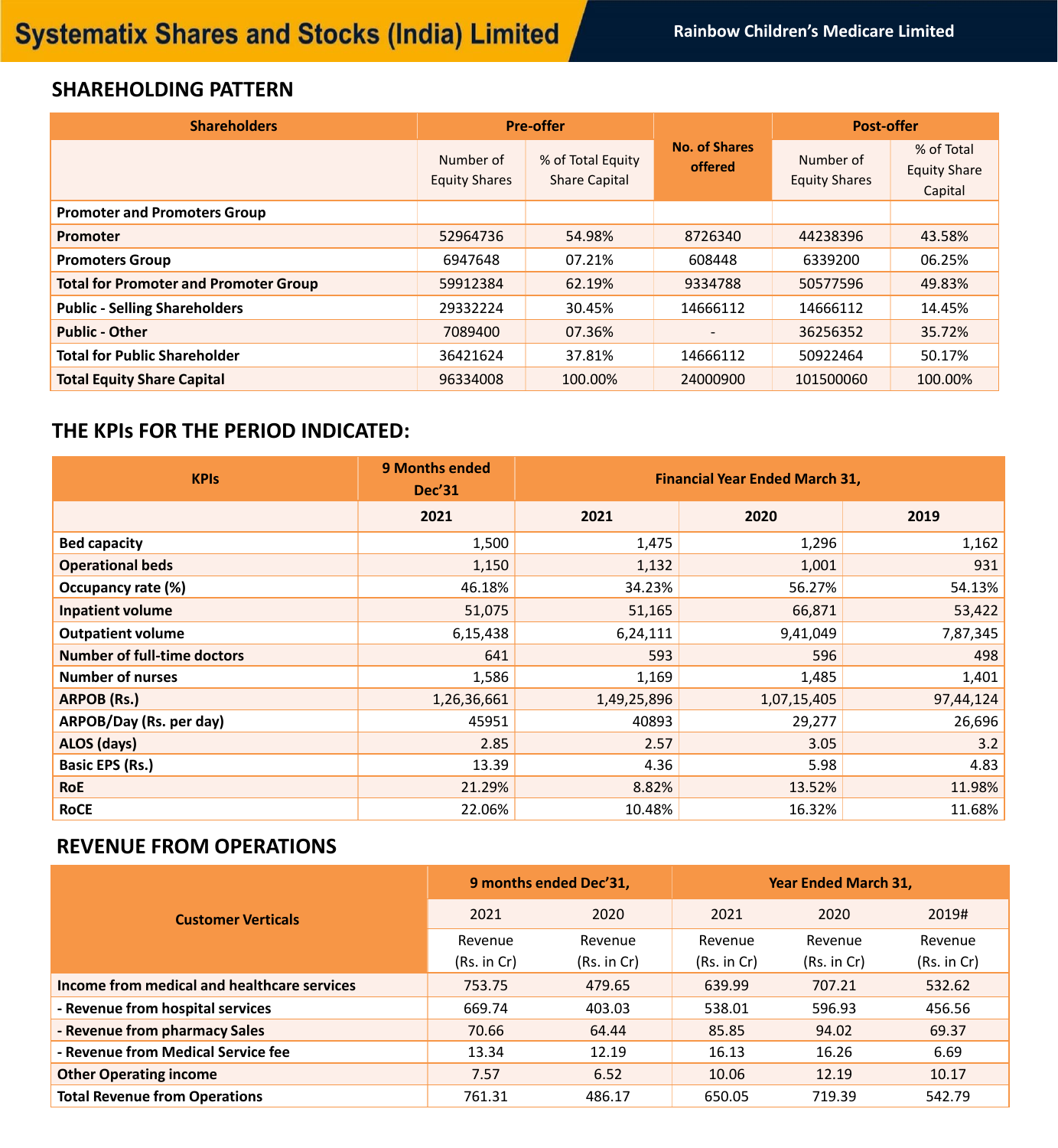## SHAREHOLDING PATTERN

| Shareholders | Pre-offer | | No. of Shares offered | Post-offer | |
|---|---|---|---|---|---|
| | Number of Equity Shares | % of Total Equity Share Capital | | Number of Equity Shares | % of Total Equity Share Capital |
| **Promoter and Promoters Group** | | | | | |
| **Promoter** | 52964736 | 54.98% | 8726340 | 44238396 | 43.58% |
| **Promoters Group** | 6947648 | 07.21% | 608448 | 6339200 | 06.25% |
| **Total for Promoter and Promoter Group** | 59912384 | 62.19% | 9334788 | 50577596 | 49.83% |
| **Public - Selling Shareholders** | 29332224 | 30.45% | 14666112 | 14666112 | 14.45% |
| **Public - Other** | 7089400 | 07.36% | - | 36256352 | 35.72% |
| **Total for Public Shareholder** | 36421624 | 37.81% | 14666112 | 50922464 | 50.17% |
| **Total Equity Share Capital** | 96334008 | 100.00% | 24000900 | 101500060 | 100.00% |

## THE KPIs FOR THE PERIOD INDICATED:

| KPIs | 9 Months ended Dec'31 | Financial Year Ended March 31, | | |
|---|---|---|---|---|
| | 2021 | 2021 | 2020 | 2019 |
| **Bed capacity** | 1,500 | 1,475 | 1,296 | 1,162 |
| **Operational beds** | 1,150 | 1,132 | 1,001 | 931 |
| **Occupancy rate (%)** | 46.18% | 34.23% | 56.27% | 54.13% |
| **Inpatient volume** | 51,075 | 51,165 | 66,871 | 53,422 |
| **Outpatient volume** | 6,15,438 | 6,24,111 | 9,41,049 | 7,87,345 |
| **Number of full-time doctors** | 641 | 593 | 596 | 498 |
| **Number of nurses** | 1,586 | 1,169 | 1,485 | 1,401 |
| **ARPOB (Rs.)** | 1,26,36,661 | 1,49,25,896 | 1,07,15,405 | 97,44,124 |
| **ARPOB/Day (Rs. per day)** | 45951 | 40893 | 29,277 | 26,696 |
| **ALOS (days)** | 2.85 | 2.57 | 3.05 | 3.2 |
| **Basic EPS (Rs.)** | 13.39 | 4.36 | 5.98 | 4.83 |
| **RoE** | 21.29% | 8.82% | 13.52% | 11.98% |
| **RoCE** | 22.06% | 10.48% | 16.32% | 11.68% |

## REVENUE FROM OPERATIONS

| Customer Verticals | 9 months ended Dec'31, | | Year Ended March 31, | | |
|---|---|---|---|---|---|
| | 2021 | 2020 | 2021 | 2020 | 2019# |
| | Revenue (Rs. in Cr) | Revenue (Rs. in Cr) | Revenue (Rs. in Cr) | Revenue (Rs. in Cr) | Revenue (Rs. in Cr) |
| **Income from medical and healthcare services** | 753.75 | 479.65 | 639.99 | 707.21 | 532.62 |
| **- Revenue from hospital services** | 669.74 | 403.03 | 538.01 | 596.93 | 456.56 |
| **- Revenue from pharmacy Sales** | 70.66 | 64.44 | 85.85 | 94.02 | 69.37 |
| **- Revenue from Medical Service fee** | 13.34 | 12.19 | 16.13 | 16.26 | 6.69 |
| **Other Operating income** | 7.57 | 6.52 | 10.06 | 12.19 | 10.17 |
| **Total Revenue from Operations** | 761.31 | 486.17 | 650.05 | 719.39 | 542.79 |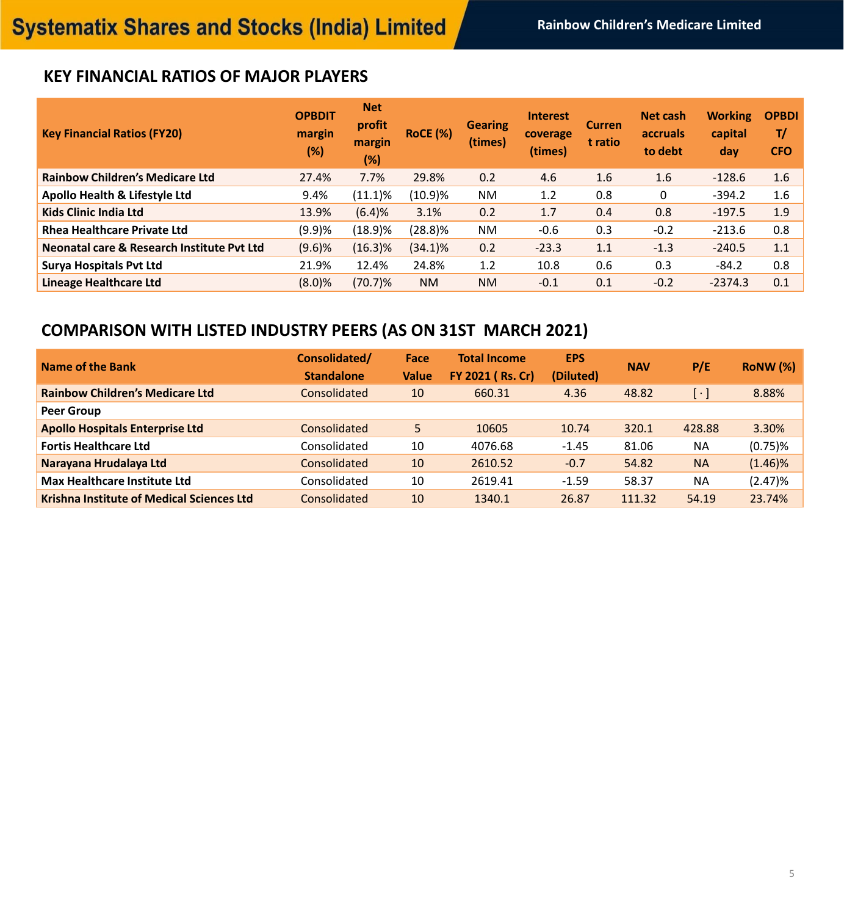## KEY FINANCIAL RATIOS OF MAJOR PLAYERS

| Key Financial Ratios (FY20) | OPBDIT margin (%) | Net profit margin (%) | RoCE (%) | Gearing (times) | Interest coverage (times) | Current ratio | Net cash accruals to debt | Working capital day | OPBDIT/ CFO |
|---|---|---|---|---|---|---|---|---|---|
| **Rainbow Children's Medicare Ltd** | 27.4% | 7.7% | 29.8% | 0.2 | 4.6 | 1.6 | 1.6 | -128.6 | 1.6 |
| **Apollo Health & Lifestyle Ltd** | 9.4% | (11.1)% | (10.9)% | NM | 1.2 | 0.8 | 0 | -394.2 | 1.6 |
| **Kids Clinic India Ltd** | 13.9% | (6.4)% | 3.1% | 0.2 | 1.7 | 0.4 | 0.8 | -197.5 | 1.9 |
| **Rhea Healthcare Private Ltd** | (9.9)% | (18.9)% | (28.8)% | NM | -0.6 | 0.3 | -0.2 | -213.6 | 0.8 |
| **Neonatal care & Research Institute Pvt Ltd** | (9.6)% | (16.3)% | (34.1)% | 0.2 | -23.3 | 1.1 | -1.3 | -240.5 | 1.1 |
| **Surya Hospitals Pvt Ltd** | 21.9% | 12.4% | 24.8% | 1.2 | 10.8 | 0.6 | 0.3 | -84.2 | 0.8 |
| **Lineage Healthcare Ltd** | (8.0)% | (70.7)% | NM | NM | -0.1 | 0.1 | -0.2 | -2374.3 | 0.1 |

## COMPARISON WITH LISTED INDUSTRY PEERS (AS ON 31ST MARCH 2021)

| Name of the Bank | Consolidated/ Standalone | Face Value | Total Income FY 2021 ( Rs. Cr) | EPS (Diluted) | NAV | P/E | RoNW (%) |
|---|---|---|---|---|---|---|---|
| **Rainbow Children's Medicare Ltd** | Consolidated | 10 | 660.31 | 4.36 | 48.82 | [ · ] | 8.88% |
| **Peer Group** | | | | | | | |
| **Apollo Hospitals Enterprise Ltd** | Consolidated | 5 | 10605 | 10.74 | 320.1 | 428.88 | 3.30% |
| **Fortis Healthcare Ltd** | Consolidated | 10 | 4076.68 | -1.45 | 81.06 | NA | (0.75)% |
| **Narayana Hrudalaya Ltd** | Consolidated | 10 | 2610.52 | -0.7 | 54.82 | NA | (1.46)% |
| **Max Healthcare Institute Ltd** | Consolidated | 10 | 2619.41 | -1.59 | 58.37 | NA | (2.47)% |
| **Krishna Institute of Medical Sciences Ltd** | Consolidated | 10 | 1340.1 | 26.87 | 111.32 | 54.19 | 23.74% |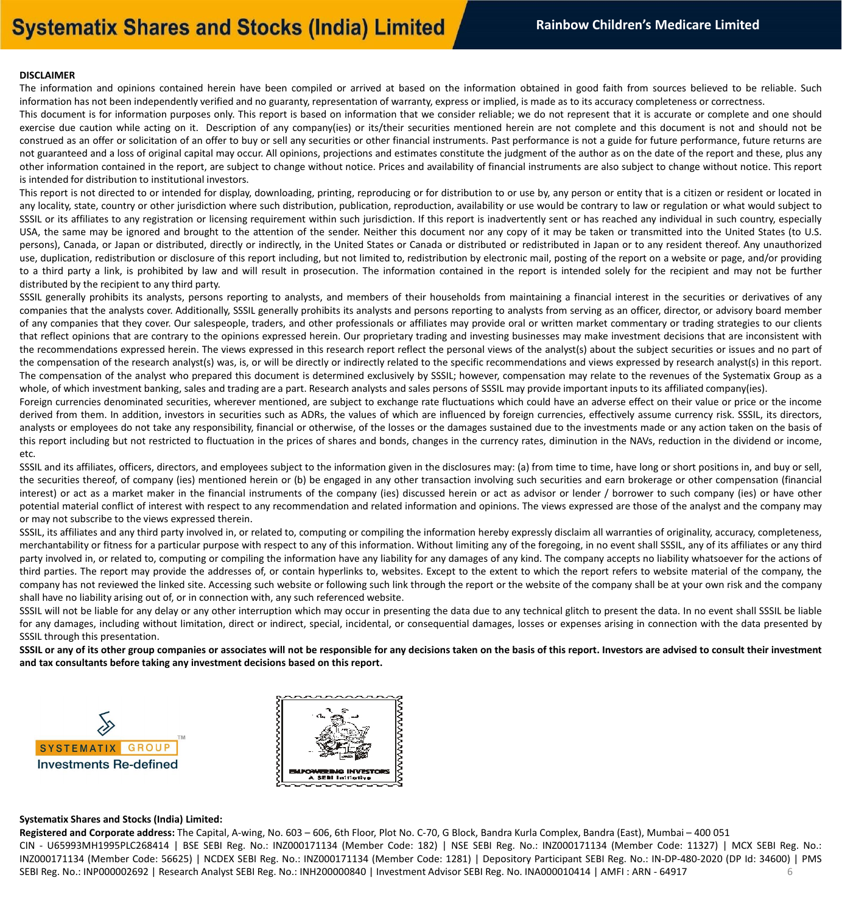**DISCLAIMER**

The information and opinions contained herein have been compiled or arrived at based on the information obtained in good faith from sources believed to be reliable. Such information has not been independently verified and no guaranty, representation of warranty, express or implied, is made as to its accuracy completeness or correctness.

This document is for information purposes only. This report is based on information that we consider reliable; we do not represent that it is accurate or complete and one should exercise due caution while acting on it. Description of any company(ies) or its/their securities mentioned herein are not complete and this document is not and should not be construed as an offer or solicitation of an offer to buy or sell any securities or other financial instruments. Past performance is not a guide for future performance, future returns are not guaranteed and a loss of original capital may occur. All opinions, projections and estimates constitute the judgment of the author as on the date of the report and these, plus any other information contained in the report, are subject to change without notice. Prices and availability of financial instruments are also subject to change without notice. This report is intended for distribution to institutional investors.

This report is not directed to or intended for display, downloading, printing, reproducing or for distribution to or use by, any person or entity that is a citizen or resident or located in any locality, state, country or other jurisdiction where such distribution, publication, reproduction, availability or use would be contrary to law or regulation or what would subject to SSSIL or its affiliates to any registration or licensing requirement within such jurisdiction. If this report is inadvertently sent or has reached any individual in such country, especially USA, the same may be ignored and brought to the attention of the sender. Neither this document nor any copy of it may be taken or transmitted into the United States (to U.S. persons), Canada, or Japan or distributed, directly or indirectly, in the United States or Canada or distributed or redistributed in Japan or to any resident thereof. Any unauthorized use, duplication, redistribution or disclosure of this report including, but not limited to, redistribution by electronic mail, posting of the report on a website or page, and/or providing to a third party a link, is prohibited by law and will result in prosecution. The information contained in the report is intended solely for the recipient and may not be further distributed by the recipient to any third party.

SSSIL generally prohibits its analysts, persons reporting to analysts, and members of their households from maintaining a financial interest in the securities or derivatives of any companies that the analysts cover. Additionally, SSSIL generally prohibits its analysts and persons reporting to analysts from serving as an officer, director, or advisory board member of any companies that they cover. Our salespeople, traders, and other professionals or affiliates may provide oral or written market commentary or trading strategies to our clients that reflect opinions that are contrary to the opinions expressed herein. Our proprietary trading and investing businesses may make investment decisions that are inconsistent with the recommendations expressed herein. The views expressed in this research report reflect the personal views of the analyst(s) about the subject securities or issues and no part of the compensation of the research analyst(s) was, is, or will be directly or indirectly related to the specific recommendations and views expressed by research analyst(s) in this report. The compensation of the analyst who prepared this document is determined exclusively by SSSIL; however, compensation may relate to the revenues of the Systematix Group as a whole, of which investment banking, sales and trading are a part. Research analysts and sales persons of SSSIL may provide important inputs to its affiliated company(ies).

Foreign currencies denominated securities, wherever mentioned, are subject to exchange rate fluctuations which could have an adverse effect on their value or price or the income derived from them. In addition, investors in securities such as ADRs, the values of which are influenced by foreign currencies, effectively assume currency risk. SSSIL, its directors, analysts or employees do not take any responsibility, financial or otherwise, of the losses or the damages sustained due to the investments made or any action taken on the basis of this report including but not restricted to fluctuation in the prices of shares and bonds, changes in the currency rates, diminution in the NAVs, reduction in the dividend or income, etc.

SSSIL and its affiliates, officers, directors, and employees subject to the information given in the disclosures may: (a) from time to time, have long or short positions in, and buy or sell, the securities thereof, of company (ies) mentioned herein or (b) be engaged in any other transaction involving such securities and earn brokerage or other compensation (financial interest) or act as a market maker in the financial instruments of the company (ies) discussed herein or act as advisor or lender / borrower to such company (ies) or have other potential material conflict of interest with respect to any recommendation and related information and opinions. The views expressed are those of the analyst and the company may or may not subscribe to the views expressed therein.

SSSIL, its affiliates and any third party involved in, or related to, computing or compiling the information hereby expressly disclaim all warranties of originality, accuracy, completeness, merchantability or fitness for a particular purpose with respect to any of this information. Without limiting any of the foregoing, in no event shall SSSIL, any of its affiliates or any third party involved in, or related to, computing or compiling the information have any liability for any damages of any kind. The company accepts no liability whatsoever for the actions of third parties. The report may provide the addresses of, or contain hyperlinks to, websites. Except to the extent to which the report refers to website material of the company, the company has not reviewed the linked site. Accessing such website or following such link through the report or the website of the company shall be at your own risk and the company shall have no liability arising out of, or in connection with, any such referenced website.

SSSIL will not be liable for any delay or any other interruption which may occur in presenting the data due to any technical glitch to present the data. In no event shall SSSIL be liable for any damages, including without limitation, direct or indirect, special, incidental, or consequential damages, losses or expenses arising in connection with the data presented by SSSIL through this presentation.

**SSSIL or any of its other group companies or associates will not be responsible for any decisions taken on the basis of this report. Investors are advised to consult their investment and tax consultants before taking any investment decisions based on this report.**

SYSTEMATIX GROUP™
Investments Re-defined

EMPOWERING INVESTORS
A SEBI Initiative

**Systematix Shares and Stocks (India) Limited:**

**Registered and Corporate address:** The Capital, A-wing, No. 603 – 606, 6th Floor, Plot No. C-70, G Block, Bandra Kurla Complex, Bandra (East), Mumbai – 400 051

CIN - U65993MH1995PLC268414 | BSE SEBI Reg. No.: INZ000171134 (Member Code: 182) | NSE SEBI Reg. No.: INZ000171134 (Member Code: 11327) | MCX SEBI Reg. No.: INZ000171134 (Member Code: 56625) | NCDEX SEBI Reg. No.: INZ000171134 (Member Code: 1281) | Depository Participant SEBI Reg. No.: IN-DP-480-2020 (DP Id: 34600) | PMS SEBI Reg. No.: INP000002692 | Research Analyst SEBI Reg. No.: INH200000840 | Investment Advisor SEBI Reg. No. INA000010414 | AMFI : ARN - 64917